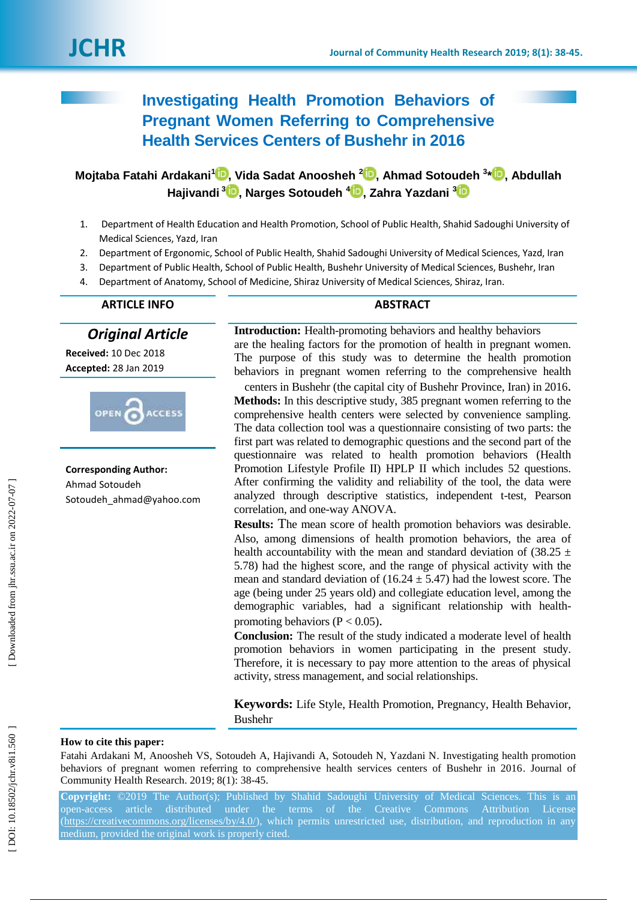# Investigating Health Promotion Behaviors of Pregnant Women Referring to Comprehensive Health Services Centers of Bushehr in 2016

**Mojtaba Fatahi Ardakani**[1], **Vida Sadat Anoosheh**[2], **Ahmad Sotoudeh**[3]*, **Abdullah Hajivandi**[3], **Narges Sotoudeh**[4], **Zahra Yazdani**[3]

1. Department of Health Education and Health Promotion, School of Public Health, Shahid Sadoughi University of Medical Sciences, Yazd, Iran
2. Department of Ergonomic, School of Public Health, Shahid Sadoughi University of Medical Sciences, Yazd, Iran
3. Department of Public Health, School of Public Health, Bushehr University of Medical Sciences, Bushehr, Iran
4. Department of Anatomy, School of Medicine, Shiraz University of Medical Sciences, Shiraz, Iran.

## ARTICLE INFO

***Original Article***

**Received:** 10 Dec 2018
**Accepted:** 28 Jan 2019

OPEN ACCESS

**Corresponding Author:**
Ahmad Sotoudeh
Sotoudeh_ahmad@yahoo.com

## ABSTRACT

**Introduction:** Health-promoting behaviors and healthy behaviors are the healing factors for the promotion of health in pregnant women. The purpose of this study was to determine the health promotion behaviors in pregnant women referring to the comprehensive health centers in Bushehr (the capital city of Bushehr Province, Iran) in 2016.

**Methods:** In this descriptive study, 385 pregnant women referring to the comprehensive health centers were selected by convenience sampling. The data collection tool was a questionnaire consisting of two parts: the first part was related to demographic questions and the second part of the questionnaire was related to health promotion behaviors (Health Promotion Lifestyle Profile II) HPLP II which includes 52 questions. After confirming the validity and reliability of the tool, the data were analyzed through descriptive statistics, independent t-test, Pearson correlation, and one-way ANOVA.

**Results:** The mean score of health promotion behaviors was desirable. Also, among dimensions of health promotion behaviors, the area of health accountability with the mean and standard deviation of (38.25 ± 5.78) had the highest score, and the range of physical activity with the mean and standard deviation of (16.24 ± 5.47) had the lowest score. The age (being under 25 years old) and collegiate education level, among the demographic variables, had a significant relationship with health-promoting behaviors ($P < 0.05$).

**Conclusion:** The result of the study indicated a moderate level of health promotion behaviors in women participating in the present study. Therefore, it is necessary to pay more attention to the areas of physical activity, stress management, and social relationships.

**Keywords:** Life Style, Health Promotion, Pregnancy, Health Behavior, Bushehr

**How to cite this paper:**
Fatahi Ardakani M, Anoosheh VS, Sotoudeh A, Hajivandi A, Sotoudeh N, Yazdani N. Investigating health promotion behaviors of pregnant women referring to comprehensive health services centers of Bushehr in 2016. Journal of Community Health Research. 2019; 8(1): 38-45.

**Copyright:** ©2019 The Author(s); Published by Shahid Sadoughi University of Medical Sciences. This is an open-access article distributed under the terms of the Creative Commons Attribution License (https://creativecommons.org/licenses/by/4.0/), which permits unrestricted use, distribution, and reproduction in any medium, provided the original work is properly cited.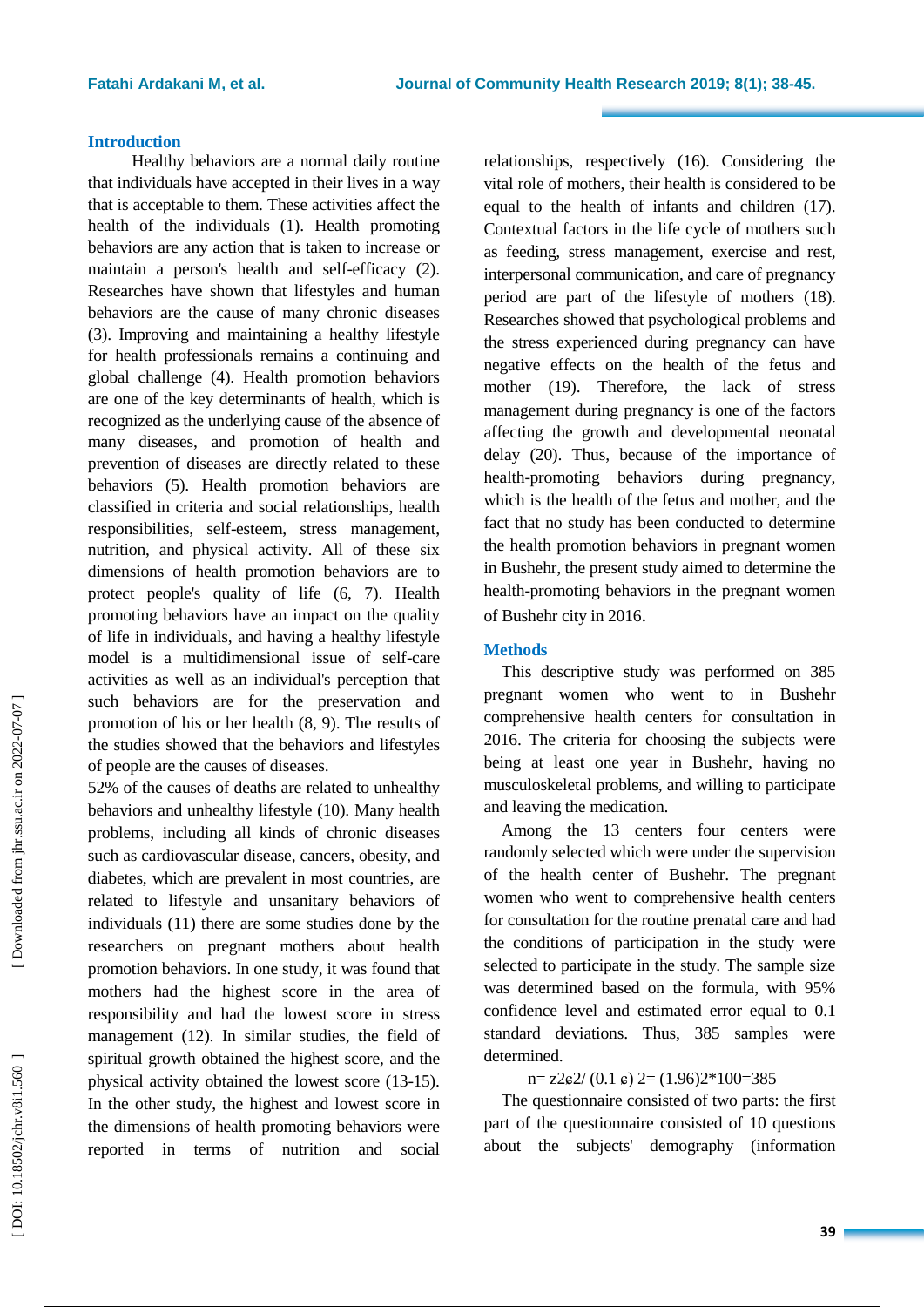## Introduction

Healthy behaviors are a normal daily routine that individuals have accepted in their lives in a way that is acceptable to them. These activities affect the health of the individuals (1). Health promoting behaviors are any action that is taken to increase or maintain a person's health and self-efficacy (2). Researches have shown that lifestyles and human behaviors are the cause of many chronic diseases (3). Improving and maintaining a healthy lifestyle for health professionals remains a continuing and global challenge (4). Health promotion behaviors are one of the key determinants of health, which is recognized as the underlying cause of the absence of many diseases, and promotion of health and prevention of diseases are directly related to these behaviors (5). Health promotion behaviors are classified in criteria and social relationships, health responsibilities, self-esteem, stress management, nutrition, and physical activity. All of these six dimensions of health promotion behaviors are to protect people's quality of life (6, 7). Health promoting behaviors have an impact on the quality of life in individuals, and having a healthy lifestyle model is a multidimensional issue of self-care activities as well as an individual's perception that such behaviors are for the preservation and promotion of his or her health (8, 9). The results of the studies showed that the behaviors and lifestyles of people are the causes of diseases.

52% of the causes of deaths are related to unhealthy behaviors and unhealthy lifestyle (10). Many health problems, including all kinds of chronic diseases such as cardiovascular disease, cancers, obesity, and diabetes, which are prevalent in most countries, are related to lifestyle and unsanitary behaviors of individuals (11) there are some studies done by the researchers on pregnant mothers about health promotion behaviors. In one study, it was found that mothers had the highest score in the area of responsibility and had the lowest score in stress management (12). In similar studies, the field of spiritual growth obtained the highest score, and the physical activity obtained the lowest score (13-15). In the other study, the highest and lowest score in the dimensions of health promoting behaviors were reported in terms of nutrition and social relationships, respectively (16). Considering the vital role of mothers, their health is considered to be equal to the health of infants and children (17). Contextual factors in the life cycle of mothers such as feeding, stress management, exercise and rest, interpersonal communication, and care of pregnancy period are part of the lifestyle of mothers (18). Researches showed that psychological problems and the stress experienced during pregnancy can have negative effects on the health of the fetus and mother (19). Therefore, the lack of stress management during pregnancy is one of the factors affecting the growth and developmental neonatal delay (20). Thus, because of the importance of health-promoting behaviors during pregnancy, which is the health of the fetus and mother, and the fact that no study has been conducted to determine the health promotion behaviors in pregnant women in Bushehr, the present study aimed to determine the health-promoting behaviors in the pregnant women of Bushehr city in 2016.

## Methods

This descriptive study was performed on 385 pregnant women who went to in Bushehr comprehensive health centers for consultation in 2016. The criteria for choosing the subjects were being at least one year in Bushehr, having no musculoskeletal problems, and willing to participate and leaving the medication.

Among the 13 centers four centers were randomly selected which were under the supervision of the health center of Bushehr. The pregnant women who went to comprehensive health centers for consultation for the routine prenatal care and had the conditions of participation in the study were selected to participate in the study. The sample size was determined based on the formula, with 95% confidence level and estimated error equal to 0.1 standard deviations. Thus, 385 samples were determined.

$$n= z2\epsilon 2/ (0.1\ \epsilon)\ 2= (1.96)2*100=385$$

The questionnaire consisted of two parts: the first part of the questionnaire consisted of 10 questions about the subjects' demography (information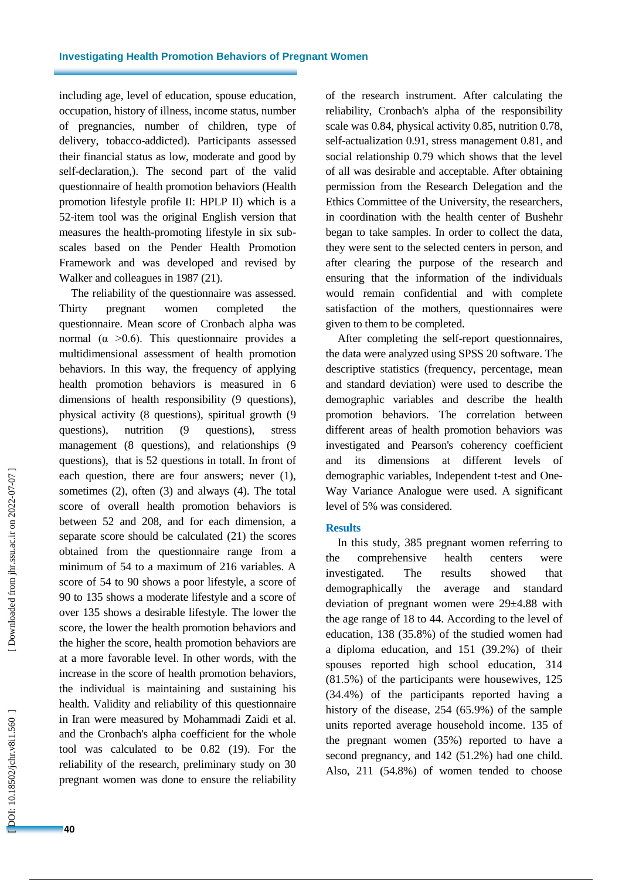including age, level of education, spouse education, occupation, history of illness, income status, number of pregnancies, number of children, type of delivery, tobacco-addicted). Participants assessed their financial status as low, moderate and good by self-declaration,). The second part of the valid questionnaire of health promotion behaviors (Health promotion lifestyle profile II: HPLP II) which is a 52-item tool was the original English version that measures the health-promoting lifestyle in six sub-scales based on the Pender Health Promotion Framework and was developed and revised by Walker and colleagues in 1987 (21).

The reliability of the questionnaire was assessed. Thirty pregnant women completed the questionnaire. Mean score of Cronbach alpha was normal ($\alpha$ >0.6). This questionnaire provides a multidimensional assessment of health promotion behaviors. In this way, the frequency of applying health promotion behaviors is measured in 6 dimensions of health responsibility (9 questions), physical activity (8 questions), spiritual growth (9 questions), nutrition (9 questions), stress management (8 questions), and relationships (9 questions), that is 52 questions in totall. In front of each question, there are four answers; never (1), sometimes (2), often (3) and always (4). The total score of overall health promotion behaviors is between 52 and 208, and for each dimension, a separate score should be calculated (21) the scores obtained from the questionnaire range from a minimum of 54 to a maximum of 216 variables. A score of 54 to 90 shows a poor lifestyle, a score of 90 to 135 shows a moderate lifestyle and a score of over 135 shows a desirable lifestyle. The lower the score, the lower the health promotion behaviors and the higher the score, health promotion behaviors are at a more favorable level. In other words, with the increase in the score of health promotion behaviors, the individual is maintaining and sustaining his health. Validity and reliability of this questionnaire in Iran were measured by Mohammadi Zaidi et al. and the Cronbach's alpha coefficient for the whole tool was calculated to be 0.82 (19). For the reliability of the research, preliminary study on 30 pregnant women was done to ensure the reliability of the research instrument. After calculating the reliability, Cronbach's alpha of the responsibility scale was 0.84, physical activity 0.85, nutrition 0.78, self-actualization 0.91, stress management 0.81, and social relationship 0.79 which shows that the level of all was desirable and acceptable. After obtaining permission from the Research Delegation and the Ethics Committee of the University, the researchers, in coordination with the health center of Bushehr began to take samples. In order to collect the data, they were sent to the selected centers in person, and after clearing the purpose of the research and ensuring that the information of the individuals would remain confidential and with complete satisfaction of the mothers, questionnaires were given to them to be completed.

After completing the self-report questionnaires, the data were analyzed using SPSS 20 software. The descriptive statistics (frequency, percentage, mean and standard deviation) were used to describe the demographic variables and describe the health promotion behaviors. The correlation between different areas of health promotion behaviors was investigated and Pearson's coherency coefficient and its dimensions at different levels of demographic variables, Independent t-test and One-Way Variance Analogue were used. A significant level of 5% was considered.

## Results

In this study, 385 pregnant women referring to the comprehensive health centers were investigated. The results showed that demographically the average and standard deviation of pregnant women were 29±4.88 with the age range of 18 to 44. According to the level of education, 138 (35.8%) of the studied women had a diploma education, and 151 (39.2%) of their spouses reported high school education, 314 (81.5%) of the participants were housewives, 125 (34.4%) of the participants reported having a history of the disease, 254 (65.9%) of the sample units reported average household income. 135 of the pregnant women (35%) reported to have a second pregnancy, and 142 (51.2%) had one child. Also, 211 (54.8%) of women tended to choose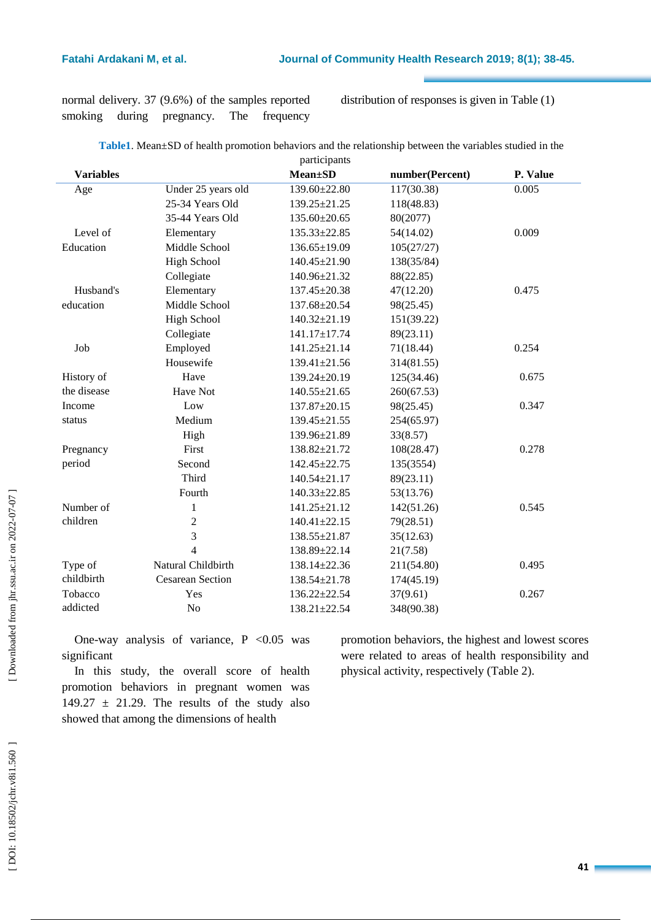normal delivery. 37 (9.6%) of the samples reported smoking during pregnancy. The frequency distribution of responses is given in Table (1)

**Table1**. Mean±SD of health promotion behaviors and the relationship between the variables studied in the participants

| Variables | | Mean±SD | number(Percent) | P. Value |
|---|---|---|---|---|
| Age | Under 25 years old | 139.60±22.80 | 117(30.38) | 0.005 |
| | 25-34 Years Old | 139.25±21.25 | 118(48.83) | |
| | 35-44 Years Old | 135.60±20.65 | 80(2077) | |
| Level of Education | Elementary | 135.33±22.85 | 54(14.02) | 0.009 |
| | Middle School | 136.65±19.09 | 105(27/27) | |
| | High School | 140.45±21.90 | 138(35/84) | |
| | Collegiate | 140.96±21.32 | 88(22.85) | |
| Husband's education | Elementary | 137.45±20.38 | 47(12.20) | 0.475 |
| | Middle School | 137.68±20.54 | 98(25.45) | |
| | High School | 140.32±21.19 | 151(39.22) | |
| | Collegiate | 141.17±17.74 | 89(23.11) | |
| Job | Employed | 141.25±21.14 | 71(18.44) | 0.254 |
| | Housewife | 139.41±21.56 | 314(81.55) | |
| History of the disease | Have | 139.24±20.19 | 125(34.46) | 0.675 |
| | Have Not | 140.55±21.65 | 260(67.53) | |
| Income status | Low | 137.87±20.15 | 98(25.45) | 0.347 |
| | Medium | 139.45±21.55 | 254(65.97) | |
| | High | 139.96±21.89 | 33(8.57) | |
| Pregnancy period | First | 138.82±21.72 | 108(28.47) | 0.278 |
| | Second | 142.45±22.75 | 135(3554) | |
| | Third | 140.54±21.17 | 89(23.11) | |
| | Fourth | 140.33±22.85 | 53(13.76) | |
| Number of children | 1 | 141.25±21.12 | 142(51.26) | 0.545 |
| | 2 | 140.41±22.15 | 79(28.51) | |
| | 3 | 138.55±21.87 | 35(12.63) | |
| | 4 | 138.89±22.14 | 21(7.58) | |
| Type of childbirth | Natural Childbirth | 138.14±22.36 | 211(54.80) | 0.495 |
| | Cesarean Section | 138.54±21.78 | 174(45.19) | |
| Tobacco addicted | Yes | 136.22±22.54 | 37(9.61) | 0.267 |
| | No | 138.21±22.54 | 348(90.38) | |

One-way analysis of variance, P <0.05 was significant

In this study, the overall score of health promotion behaviors in pregnant women was 149.27 ± 21.29. The results of the study also showed that among the dimensions of health promotion behaviors, the highest and lowest scores were related to areas of health responsibility and physical activity, respectively (Table 2).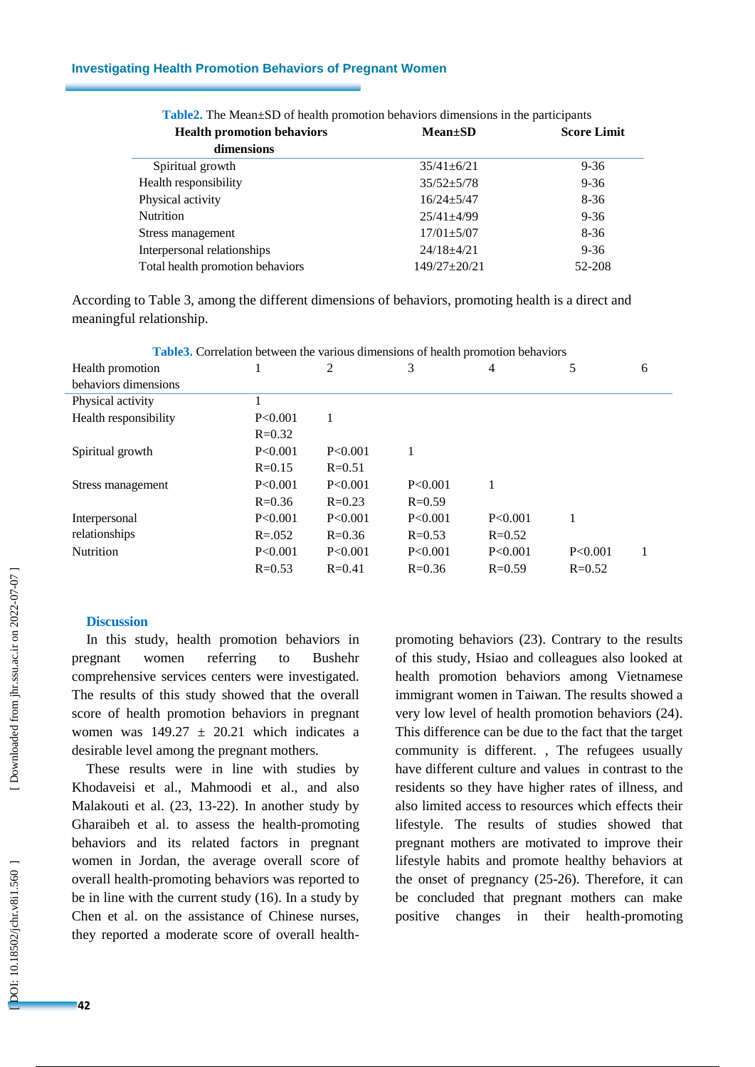**Table2.** The Mean±SD of health promotion behaviors dimensions in the participants

| Health promotion behaviors dimensions | Mean±SD | Score Limit |
|---|---|---|
| Spiritual growth | 35/41±6/21 | 9-36 |
| Health responsibility | 35/52±5/78 | 9-36 |
| Physical activity | 16/24±5/47 | 8-36 |
| Nutrition | 25/41±4/99 | 9-36 |
| Stress management | 17/01±5/07 | 8-36 |
| Interpersonal relationships | 24/18±4/21 | 9-36 |
| Total health promotion behaviors | 149/27±20/21 | 52-208 |

According to Table 3, among the different dimensions of behaviors, promoting health is a direct and meaningful relationship.

**Table3.** Correlation between the various dimensions of health promotion behaviors

| Health promotion behaviors dimensions | 1 | 2 | 3 | 4 | 5 | 6 |
|---|---|---|---|---|---|---|
| Physical activity | 1 | | | | | |
| Health responsibility | P<0.001 R=0.32 | 1 | | | | |
| Spiritual growth | P<0.001 R=0.15 | P<0.001 R=0.51 | 1 | | | |
| Stress management | P<0.001 R=0.36 | P<0.001 R=0.23 | P<0.001 R=0.59 | 1 | | |
| Interpersonal relationships | P<0.001 R=.052 | P<0.001 R=0.36 | P<0.001 R=0.53 | P<0.001 R=0.52 | 1 | |
| Nutrition | P<0.001 R=0.53 | P<0.001 R=0.41 | P<0.001 R=0.36 | P<0.001 R=0.59 | P<0.001 R=0.52 | 1 |

## Discussion

In this study, health promotion behaviors in pregnant women referring to Bushehr comprehensive services centers were investigated. The results of this study showed that the overall score of health promotion behaviors in pregnant women was 149.27 ± 20.21 which indicates a desirable level among the pregnant mothers.

These results were in line with studies by Khodaveisi et al., Mahmoodi et al., and also Malakouti et al. (23, 13-22). In another study by Gharaibeh et al. to assess the health-promoting behaviors and its related factors in pregnant women in Jordan, the average overall score of overall health-promoting behaviors was reported to be in line with the current study (16). In a study by Chen et al. on the assistance of Chinese nurses, they reported a moderate score of overall health-promoting behaviors (23). Contrary to the results of this study, Hsiao and colleagues also looked at health promotion behaviors among Vietnamese immigrant women in Taiwan. The results showed a very low level of health promotion behaviors (24). This difference can be due to the fact that the target community is different. , The refugees usually have different culture and values in contrast to the residents so they have higher rates of illness, and also limited access to resources which effects their lifestyle. The results of studies showed that pregnant mothers are motivated to improve their lifestyle habits and promote healthy behaviors at the onset of pregnancy (25-26). Therefore, it can be concluded that pregnant mothers can make positive changes in their health-promoting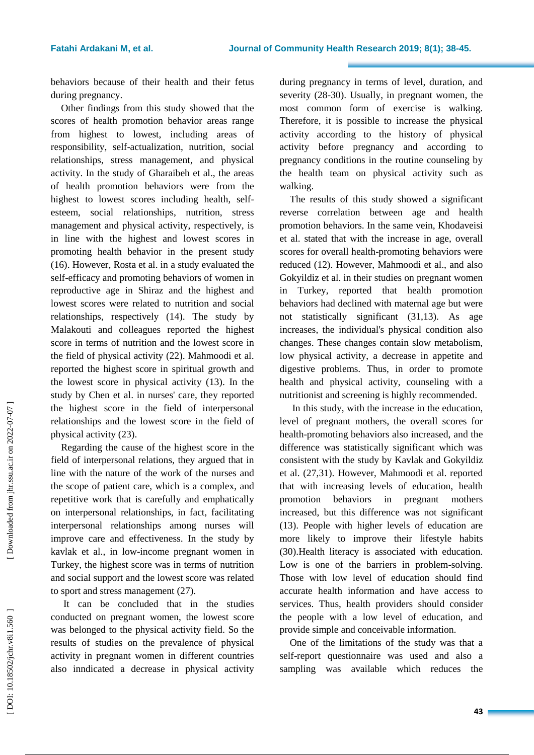behaviors because of their health and their fetus during pregnancy.

Other findings from this study showed that the scores of health promotion behavior areas range from highest to lowest, including areas of responsibility, self-actualization, nutrition, social relationships, stress management, and physical activity. In the study of Gharaibeh et al., the areas of health promotion behaviors were from the highest to lowest scores including health, self-esteem, social relationships, nutrition, stress management and physical activity, respectively, is in line with the highest and lowest scores in promoting health behavior in the present study (16). However, Rosta et al. in a study evaluated the self-efficacy and promoting behaviors of women in reproductive age in Shiraz and the highest and lowest scores were related to nutrition and social relationships, respectively (14). The study by Malakouti and colleagues reported the highest score in terms of nutrition and the lowest score in the field of physical activity (22). Mahmoodi et al. reported the highest score in spiritual growth and the lowest score in physical activity (13). In the study by Chen et al. in nurses' care, they reported the highest score in the field of interpersonal relationships and the lowest score in the field of physical activity (23).

Regarding the cause of the highest score in the field of interpersonal relations, they argued that in line with the nature of the work of the nurses and the scope of patient care, which is a complex, and repetitive work that is carefully and emphatically on interpersonal relationships, in fact, facilitating interpersonal relationships among nurses will improve care and effectiveness. In the study by kavlak et al., in low-income pregnant women in Turkey, the highest score was in terms of nutrition and social support and the lowest score was related to sport and stress management (27).

It can be concluded that in the studies conducted on pregnant women, the lowest score was belonged to the physical activity field. So the results of studies on the prevalence of physical activity in pregnant women in different countries also inndicated a decrease in physical activity during pregnancy in terms of level, duration, and severity (28-30). Usually, in pregnant women, the most common form of exercise is walking. Therefore, it is possible to increase the physical activity according to the history of physical activity before pregnancy and according to pregnancy conditions in the routine counseling by the health team on physical activity such as walking.

The results of this study showed a significant reverse correlation between age and health promotion behaviors. In the same vein, Khodaveisi et al. stated that with the increase in age, overall scores for overall health-promoting behaviors were reduced (12). However, Mahmoodi et al., and also Gokyildiz et al. in their studies on pregnant women in Turkey, reported that health promotion behaviors had declined with maternal age but were not statistically significant (31,13). As age increases, the individual's physical condition also changes. These changes contain slow metabolism, low physical activity, a decrease in appetite and digestive problems. Thus, in order to promote health and physical activity, counseling with a nutritionist and screening is highly recommended.

In this study, with the increase in the education, level of pregnant mothers, the overall scores for health-promoting behaviors also increased, and the difference was statistically significant which was consistent with the study by Kavlak and Gokyildiz et al. (27,31). However, Mahmoodi et al. reported that with increasing levels of education, health promotion behaviors in pregnant mothers increased, but this difference was not significant (13). People with higher levels of education are more likely to improve their lifestyle habits (30).Health literacy is associated with education. Low is one of the barriers in problem-solving. Those with low level of education should find accurate health information and have access to services. Thus, health providers should consider the people with a low level of education, and provide simple and conceivable information.

One of the limitations of the study was that a self-report questionnaire was used and also a sampling was available which reduces the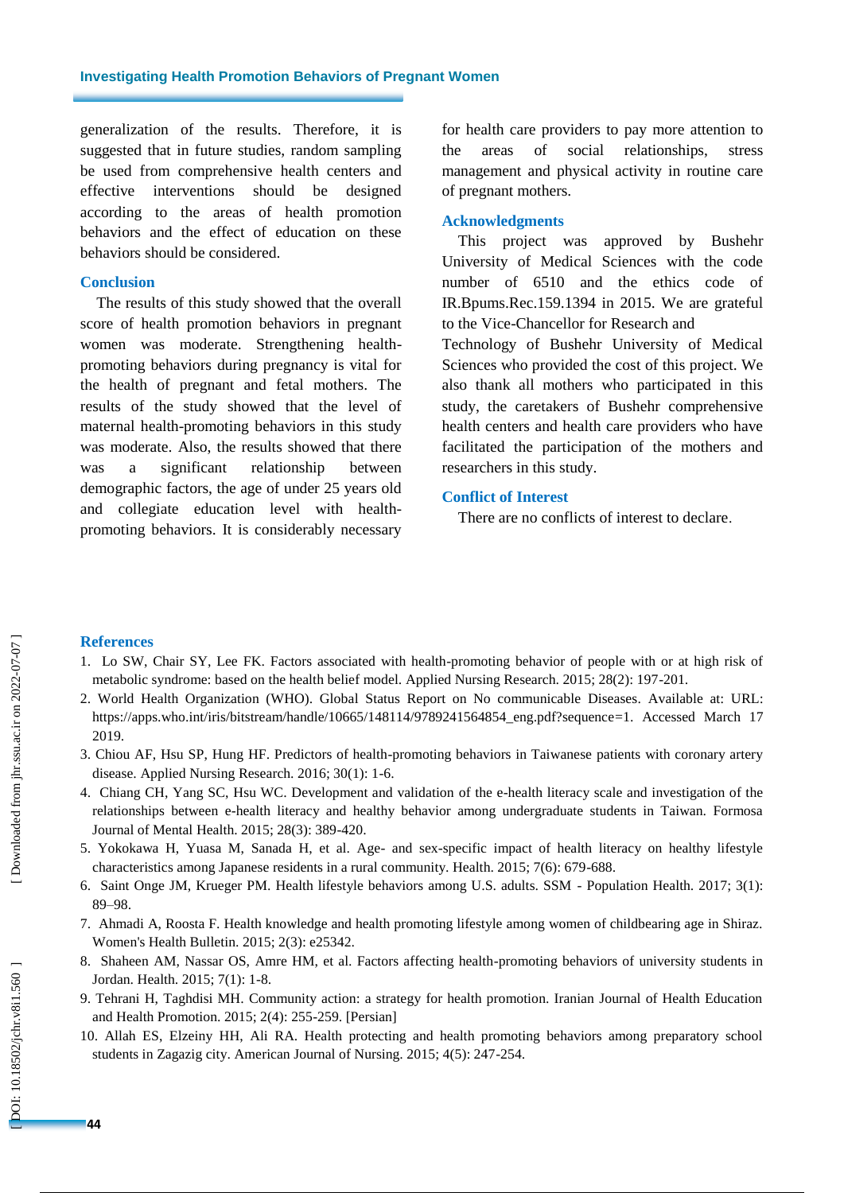generalization of the results. Therefore, it is suggested that in future studies, random sampling be used from comprehensive health centers and effective interventions should be designed according to the areas of health promotion behaviors and the effect of education on these behaviors should be considered.

## Conclusion

The results of this study showed that the overall score of health promotion behaviors in pregnant women was moderate. Strengthening health-promoting behaviors during pregnancy is vital for the health of pregnant and fetal mothers. The results of the study showed that the level of maternal health-promoting behaviors in this study was moderate. Also, the results showed that there was a significant relationship between demographic factors, the age of under 25 years old and collegiate education level with health-promoting behaviors. It is considerably necessary for health care providers to pay more attention to the areas of social relationships, stress management and physical activity in routine care of pregnant mothers.

## Acknowledgments

This project was approved by Bushehr University of Medical Sciences with the code number of 6510 and the ethics code of IR.Bpums.Rec.159.1394 in 2015. We are grateful to the Vice-Chancellor for Research and Technology of Bushehr University of Medical Sciences who provided the cost of this project. We also thank all mothers who participated in this study, the caretakers of Bushehr comprehensive health centers and health care providers who have facilitated the participation of the mothers and researchers in this study.

## Conflict of Interest

There are no conflicts of interest to declare.

## References

1. Lo SW, Chair SY, Lee FK. Factors associated with health-promoting behavior of people with or at high risk of metabolic syndrome: based on the health belief model. Applied Nursing Research. 2015; 28(2): 197-201.
2. World Health Organization (WHO). Global Status Report on No communicable Diseases. Available at: URL: https://apps.who.int/iris/bitstream/handle/10665/148114/9789241564854_eng.pdf?sequence=1. Accessed March 17 2019.
3. Chiou AF, Hsu SP, Hung HF. Predictors of health-promoting behaviors in Taiwanese patients with coronary artery disease. Applied Nursing Research. 2016; 30(1): 1-6.
4. Chiang CH, Yang SC, Hsu WC. Development and validation of the e-health literacy scale and investigation of the relationships between e-health literacy and healthy behavior among undergraduate students in Taiwan. Formosa Journal of Mental Health. 2015; 28(3): 389-420.
5. Yokokawa H, Yuasa M, Sanada H, et al. Age- and sex-specific impact of health literacy on healthy lifestyle characteristics among Japanese residents in a rural community. Health. 2015; 7(6): 679-688.
6. Saint Onge JM, Krueger PM. Health lifestyle behaviors among U.S. adults. SSM - Population Health. 2017; 3(1): 89–98.
7. Ahmadi A, Roosta F. Health knowledge and health promoting lifestyle among women of childbearing age in Shiraz. Women's Health Bulletin. 2015; 2(3): e25342.
8. Shaheen AM, Nassar OS, Amre HM, et al. Factors affecting health-promoting behaviors of university students in Jordan. Health. 2015; 7(1): 1-8.
9. Tehrani H, Taghdisi MH. Community action: a strategy for health promotion. Iranian Journal of Health Education and Health Promotion. 2015; 2(4): 255-259. [Persian]
10. Allah ES, Elzeiny HH, Ali RA. Health protecting and health promoting behaviors among preparatory school students in Zagazig city. American Journal of Nursing. 2015; 4(5): 247-254.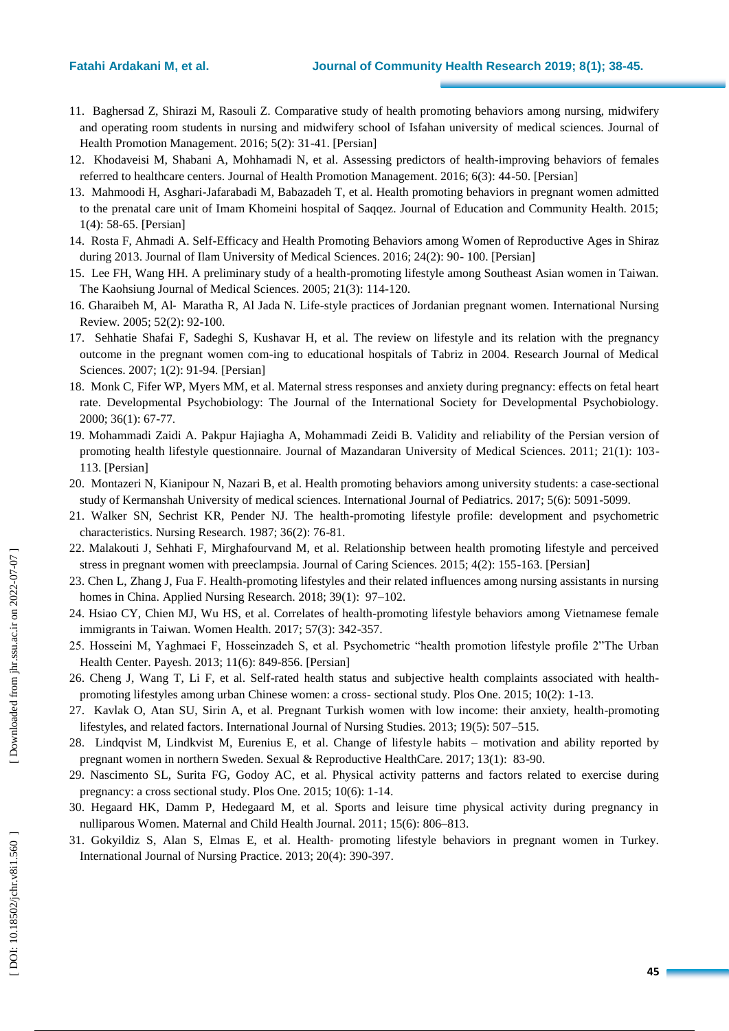11. Baghersad Z, Shirazi M, Rasouli Z. Comparative study of health promoting behaviors among nursing, midwifery and operating room students in nursing and midwifery school of Isfahan university of medical sciences. Journal of Health Promotion Management. 2016; 5(2): 31-41. [Persian]
12. Khodaveisi M, Shabani A, Mohhamadi N, et al. Assessing predictors of health-improving behaviors of females referred to healthcare centers. Journal of Health Promotion Management. 2016; 6(3): 44-50. [Persian]
13. Mahmoodi H, Asghari-Jafarabadi M, Babazadeh T, et al. Health promoting behaviors in pregnant women admitted to the prenatal care unit of Imam Khomeini hospital of Saqqez. Journal of Education and Community Health. 2015; 1(4): 58-65. [Persian]
14. Rosta F, Ahmadi A. Self-Efficacy and Health Promoting Behaviors among Women of Reproductive Ages in Shiraz during 2013. Journal of Ilam University of Medical Sciences. 2016; 24(2): 90- 100. [Persian]
15. Lee FH, Wang HH. A preliminary study of a health-promoting lifestyle among Southeast Asian women in Taiwan. The Kaohsiung Journal of Medical Sciences. 2005; 21(3): 114-120.
16. Gharaibeh M, Al- Maratha R, Al Jada N. Life-style practices of Jordanian pregnant women. International Nursing Review. 2005; 52(2): 92-100.
17. Sehhatie Shafai F, Sadeghi S, Kushavar H, et al. The review on lifestyle and its relation with the pregnancy outcome in the pregnant women com-ing to educational hospitals of Tabriz in 2004. Research Journal of Medical Sciences. 2007; 1(2): 91-94. [Persian]
18. Monk C, Fifer WP, Myers MM, et al. Maternal stress responses and anxiety during pregnancy: effects on fetal heart rate. Developmental Psychobiology: The Journal of the International Society for Developmental Psychobiology. 2000; 36(1): 67-77.
19. Mohammadi Zaidi A. Pakpur Hajiagha A, Mohammadi Zeidi B. Validity and reliability of the Persian version of promoting health lifestyle questionnaire. Journal of Mazandaran University of Medical Sciences. 2011; 21(1): 103-113. [Persian]
20. Montazeri N, Kianipour N, Nazari B, et al. Health promoting behaviors among university students: a case-sectional study of Kermanshah University of medical sciences. International Journal of Pediatrics. 2017; 5(6): 5091-5099.
21. Walker SN, Sechrist KR, Pender NJ. The health-promoting lifestyle profile: development and psychometric characteristics. Nursing Research. 1987; 36(2): 76-81.
22. Malakouti J, Sehhati F, Mirghafourvand M, et al. Relationship between health promoting lifestyle and perceived stress in pregnant women with preeclampsia. Journal of Caring Sciences. 2015; 4(2): 155-163. [Persian]
23. Chen L, Zhang J, Fua F. Health-promoting lifestyles and their related influences among nursing assistants in nursing homes in China. Applied Nursing Research. 2018; 39(1): 97–102.
24. Hsiao CY, Chien MJ, Wu HS, et al. Correlates of health-promoting lifestyle behaviors among Vietnamese female immigrants in Taiwan. Women Health. 2017; 57(3): 342-357.
25. Hosseini M, Yaghmaei F, Hosseinzadeh S, et al. Psychometric "health promotion lifestyle profile 2"The Urban Health Center. Payesh. 2013; 11(6): 849-856. [Persian]
26. Cheng J, Wang T, Li F, et al. Self-rated health status and subjective health complaints associated with health-promoting lifestyles among urban Chinese women: a cross- sectional study. Plos One. 2015; 10(2): 1-13.
27. Kavlak O, Atan SU, Sirin A, et al. Pregnant Turkish women with low income: their anxiety, health-promoting lifestyles, and related factors. International Journal of Nursing Studies. 2013; 19(5): 507–515.
28. Lindqvist M, Lindkvist M, Eurenius E, et al. Change of lifestyle habits – motivation and ability reported by pregnant women in northern Sweden. Sexual & Reproductive HealthCare. 2017; 13(1): 83-90.
29. Nascimento SL, Surita FG, Godoy AC, et al. Physical activity patterns and factors related to exercise during pregnancy: a cross sectional study. Plos One. 2015; 10(6): 1-14.
30. Hegaard HK, Damm P, Hedegaard M, et al. Sports and leisure time physical activity during pregnancy in nulliparous Women. Maternal and Child Health Journal. 2011; 15(6): 806–813.
31. Gokyildiz S, Alan S, Elmas E, et al. Health- promoting lifestyle behaviors in pregnant women in Turkey. International Journal of Nursing Practice. 2013; 20(4): 390-397.